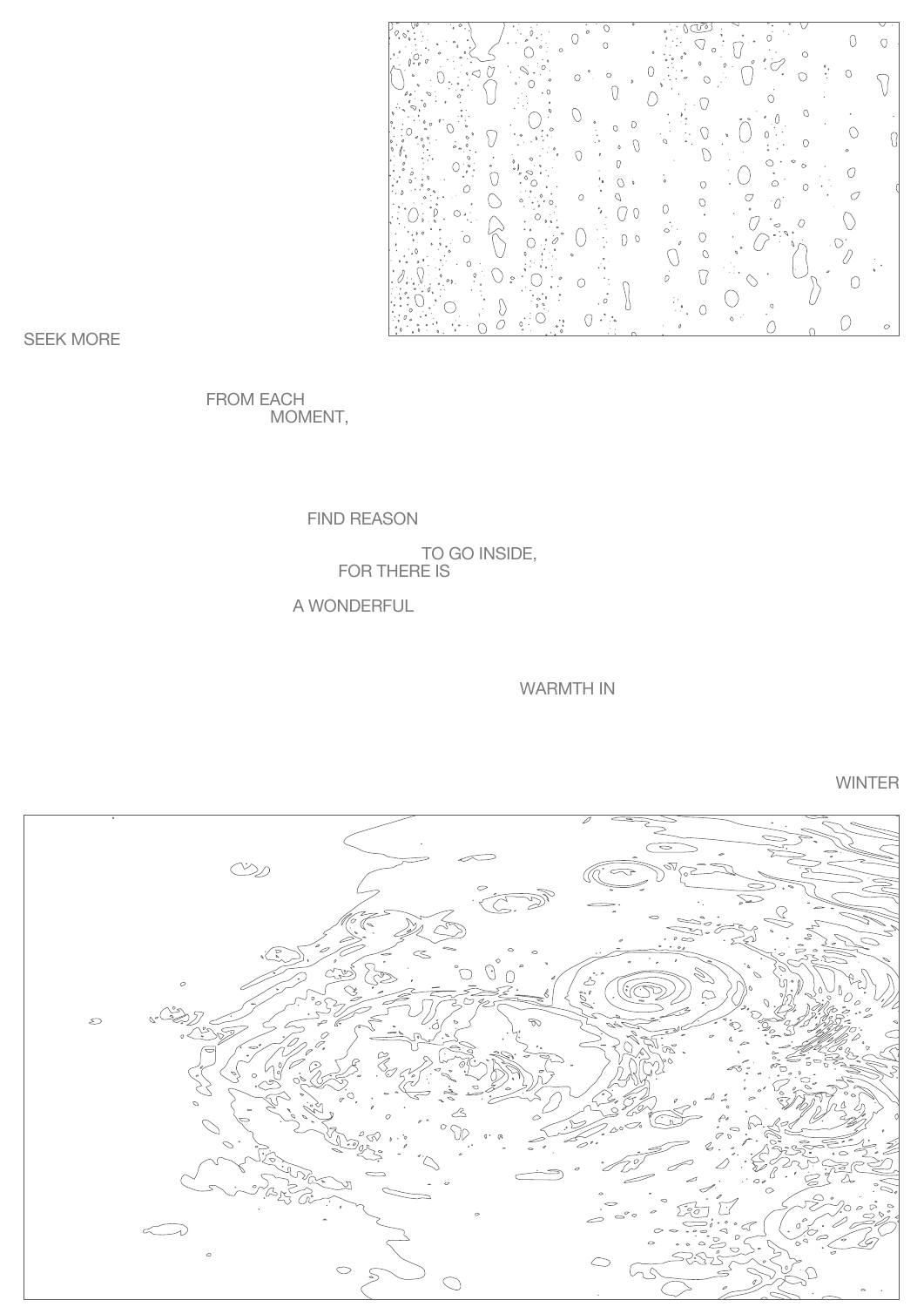SEEK MORE

FROM EACH
MOMENT,

FIND REASON

TO GO INSIDE,
FOR THERE IS

A WONDERFUL

WARMTH IN

WINTER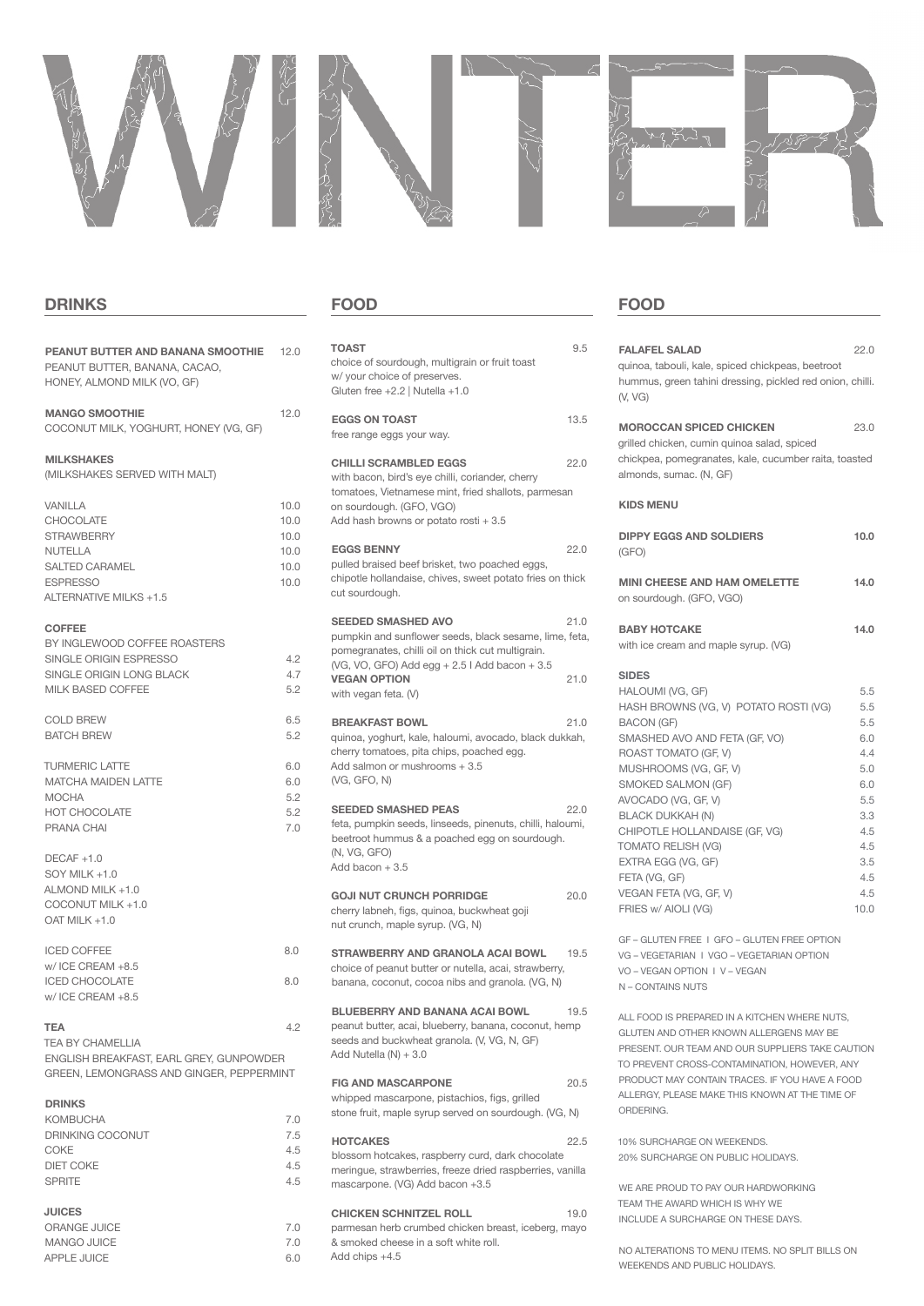# WINTER

## DRINKS

**PEANUT BUTTER AND BANANA SMOOTHIE** 12.0
PEANUT BUTTER, BANANA, CACAO, HONEY, ALMOND MILK (VO, GF)

**MANGO SMOOTHIE** 12.0
COCONUT MILK, YOGHURT, HONEY (VG, GF)

**MILKSHAKES**
(MILKSHAKES SERVED WITH MALT)

| | |
|---|---|
| VANILLA | 10.0 |
| CHOCOLATE | 10.0 |
| STRAWBERRY | 10.0 |
| NUTELLA | 10.0 |
| SALTED CARAMEL | 10.0 |
| ESPRESSO | 10.0 |
| ALTERNATIVE MILKS +1.5 | |

**COFFEE**
BY INGLEWOOD COFFEE ROASTERS

| | |
|---|---|
| SINGLE ORIGIN ESPRESSO | 4.2 |
| SINGLE ORIGIN LONG BLACK | 4.7 |
| MILK BASED COFFEE | 5.2 |
| COLD BREW | 6.5 |
| BATCH BREW | 5.2 |
| TURMERIC LATTE | 6.0 |
| MATCHA MAIDEN LATTE | 6.0 |
| MOCHA | 5.2 |
| HOT CHOCOLATE | 5.2 |
| PRANA CHAI | 7.0 |

DECAF +1.0
SOY MILK +1.0
ALMOND MILK +1.0
COCONUT MILK +1.0
OAT MILK +1.0

| | |
|---|---|
| ICED COFFEE | 8.0 |
| w/ ICE CREAM +8.5 | |
| ICED CHOCOLATE | 8.0 |
| w/ ICE CREAM +8.5 | |

**TEA** 4.2
TEA BY CHAMELLIA
ENGLISH BREAKFAST, EARL GREY, GUNPOWDER GREEN, LEMONGRASS AND GINGER, PEPPERMINT

**DRINKS**

| | |
|---|---|
| KOMBUCHA | 7.0 |
| DRINKING COCONUT | 7.5 |
| COKE | 4.5 |
| DIET COKE | 4.5 |
| SPRITE | 4.5 |

**JUICES**

| | |
|---|---|
| ORANGE JUICE | 7.0 |
| MANGO JUICE | 7.0 |
| APPLE JUICE | 6.0 |

## FOOD

**TOAST** 9.5
choice of sourdough, multigrain or fruit toast w/ your choice of preserves.
Gluten free +2.2 | Nutella +1.0

**EGGS ON TOAST** 13.5
free range eggs your way.

**CHILLI SCRAMBLED EGGS** 22.0
with bacon, bird's eye chilli, coriander, cherry tomatoes, Vietnamese mint, fried shallots, parmesan on sourdough. (GFO, VGO)
Add hash browns or potato rosti + 3.5

**EGGS BENNY** 22.0
pulled braised beef brisket, two poached eggs, chipotle hollandaise, chives, sweet potato fries on thick cut sourdough.

**SEEDED SMASHED AVO** 21.0
pumpkin and sunflower seeds, black sesame, lime, feta, pomegranates, chilli oil on thick cut multigrain.
(VG, VO, GFO) Add egg + 2.5 I Add bacon + 3.5
**VEGAN OPTION** 21.0
with vegan feta. (V)

**BREAKFAST BOWL** 21.0
quinoa, yoghurt, kale, haloumi, avocado, black dukkah, cherry tomatoes, pita chips, poached egg.
Add salmon or mushrooms + 3.5
(VG, GFO, N)

**SEEDED SMASHED PEAS** 22.0
feta, pumpkin seeds, linseeds, pinenuts, chilli, haloumi, beetroot hummus & a poached egg on sourdough.
(N, VG, GFO)
Add bacon + 3.5

**GOJI NUT CRUNCH PORRIDGE** 20.0
cherry labneh, figs, quinoa, buckwheat goji nut crunch, maple syrup. (VG, N)

**STRAWBERRY AND GRANOLA ACAI BOWL** 19.5
choice of peanut butter or nutella, acai, strawberry, banana, coconut, cocoa nibs and granola. (VG, N)

**BLUEBERRY AND BANANA ACAI BOWL** 19.5
peanut butter, acai, blueberry, banana, coconut, hemp seeds and buckwheat granola. (V, VG, N, GF)
Add Nutella (N) + 3.0

**FIG AND MASCARPONE** 20.5
whipped mascarpone, pistachios, figs, grilled stone fruit, maple syrup served on sourdough. (VG, N)

**HOTCAKES** 22.5
blossom hotcakes, raspberry curd, dark chocolate meringue, strawberries, freeze dried raspberries, vanilla mascarpone. (VG) Add bacon +3.5

**CHICKEN SCHNITZEL ROLL** 19.0
parmesan herb crumbed chicken breast, iceberg, mayo & smoked cheese in a soft white roll.
Add chips +4.5

## FOOD

**FALAFEL SALAD** 22.0
quinoa, tabouli, kale, spiced chickpeas, beetroot hummus, green tahini dressing, pickled red onion, chilli. (V, VG)

**MOROCCAN SPICED CHICKEN** 23.0
grilled chicken, cumin quinoa salad, spiced chickpea, pomegranates, kale, cucumber raita, toasted almonds, sumac. (N, GF)

**KIDS MENU**

**DIPPY EGGS AND SOLDIERS** **10.0**
(GFO)

**MINI CHEESE AND HAM OMELETTE** **14.0**
on sourdough. (GFO, VGO)

**BABY HOTCAKE** **14.0**
with ice cream and maple syrup. (VG)

**SIDES**

| | |
|---|---|
| HALOUMI (VG, GF) | 5.5 |
| HASH BROWNS (VG, V) POTATO ROSTI (VG) | 5.5 |
| BACON (GF) | 5.5 |
| SMASHED AVO AND FETA (GF, VO) | 6.0 |
| ROAST TOMATO (GF, V) | 4.4 |
| MUSHROOMS (VG, GF, V) | 5.0 |
| SMOKED SALMON (GF) | 6.0 |
| AVOCADO (VG, GF, V) | 5.5 |
| BLACK DUKKAH (N) | 3.3 |
| CHIPOTLE HOLLANDAISE (GF, VG) | 4.5 |
| TOMATO RELISH (VG) | 4.5 |
| EXTRA EGG (VG, GF) | 3.5 |
| FETA (VG, GF) | 4.5 |
| VEGAN FETA (VG, GF, V) | 4.5 |
| FRIES w/ AIOLI (VG) | 10.0 |

GF – GLUTEN FREE I GFO – GLUTEN FREE OPTION
VG – VEGETARIAN I VGO – VEGETARIAN OPTION
VO – VEGAN OPTION I V – VEGAN
N – CONTAINS NUTS

ALL FOOD IS PREPARED IN A KITCHEN WHERE NUTS, GLUTEN AND OTHER KNOWN ALLERGENS MAY BE PRESENT. OUR TEAM AND OUR SUPPLIERS TAKE CAUTION TO PREVENT CROSS-CONTAMINATION, HOWEVER, ANY PRODUCT MAY CONTAIN TRACES. IF YOU HAVE A FOOD ALLERGY, PLEASE MAKE THIS KNOWN AT THE TIME OF ORDERING.

10% SURCHARGE ON WEEKENDS.
20% SURCHARGE ON PUBLIC HOLIDAYS.

WE ARE PROUD TO PAY OUR HARDWORKING TEAM THE AWARD WHICH IS WHY WE INCLUDE A SURCHARGE ON THESE DAYS.

NO ALTERATIONS TO MENU ITEMS. NO SPLIT BILLS ON WEEKENDS AND PUBLIC HOLIDAYS.